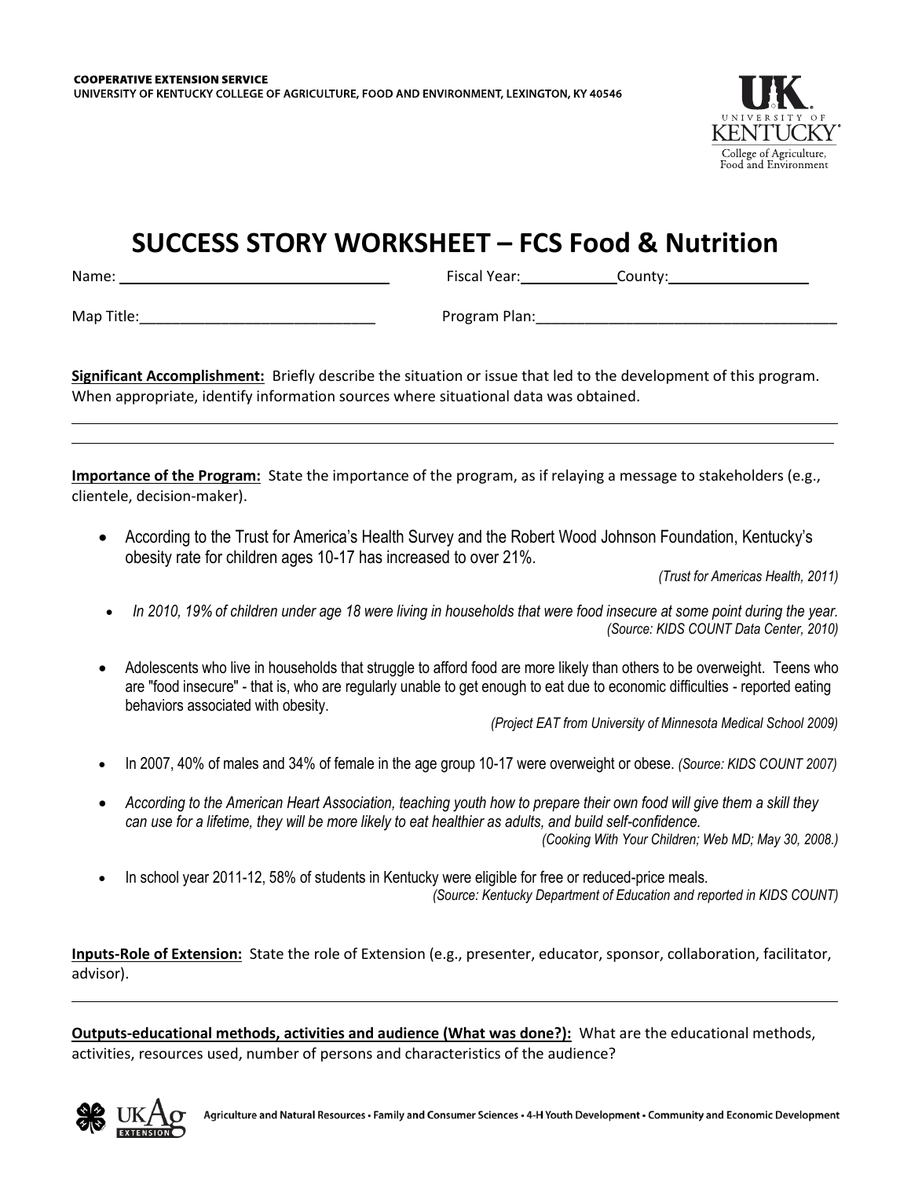**COOPERATIVE EXTENSION SERVICE**
**UNIVERSITY OF KENTUCKY COLLEGE OF AGRICULTURE, FOOD AND ENVIRONMENT, LEXINGTON, KY 40546**

# SUCCESS STORY WORKSHEET – FCS Food & Nutrition

Name: ______________________________ Fiscal Year: __________ County: ________________

Map Title: ____________________________ Program Plan: ____________________________________

**Significant Accomplishment:** Briefly describe the situation or issue that led to the development of this program. When appropriate, identify information sources where situational data was obtained.

______________________________________________________________________________

______________________________________________________________________________

**Importance of the Program:** State the importance of the program, as if relaying a message to stakeholders (e.g., clientele, decision-maker).

- According to the Trust for America's Health Survey and the Robert Wood Johnson Foundation, Kentucky's obesity rate for children ages 10-17 has increased to over 21%.
  *(Trust for Americas Health, 2011)*
- *In 2010, 19% of children under age 18 were living in households that were food insecure at some point during the year.*
  *(Source: KIDS COUNT Data Center, 2010)*
- Adolescents who live in households that struggle to afford food are more likely than others to be overweight. Teens who are "food insecure" - that is, who are regularly unable to get enough to eat due to economic difficulties - reported eating behaviors associated with obesity.
  *(Project EAT from University of Minnesota Medical School 2009)*
- In 2007, 40% of males and 34% of female in the age group 10-17 were overweight or obese. *(Source: KIDS COUNT 2007)*
- *According to the American Heart Association, teaching youth how to prepare their own food will give them a skill they can use for a lifetime, they will be more likely to eat healthier as adults, and build self-confidence.*
  *(Cooking With Your Children; Web MD; May 30, 2008.)*
- In school year 2011-12, 58% of students in Kentucky were eligible for free or reduced-price meals.
  *(Source: Kentucky Department of Education and reported in KIDS COUNT)*

**Inputs-Role of Extension:** State the role of Extension (e.g., presenter, educator, sponsor, collaboration, facilitator, advisor).

______________________________________________________________________________

**Outputs-educational methods, activities and audience (What was done?):** What are the educational methods, activities, resources used, number of persons and characteristics of the audience?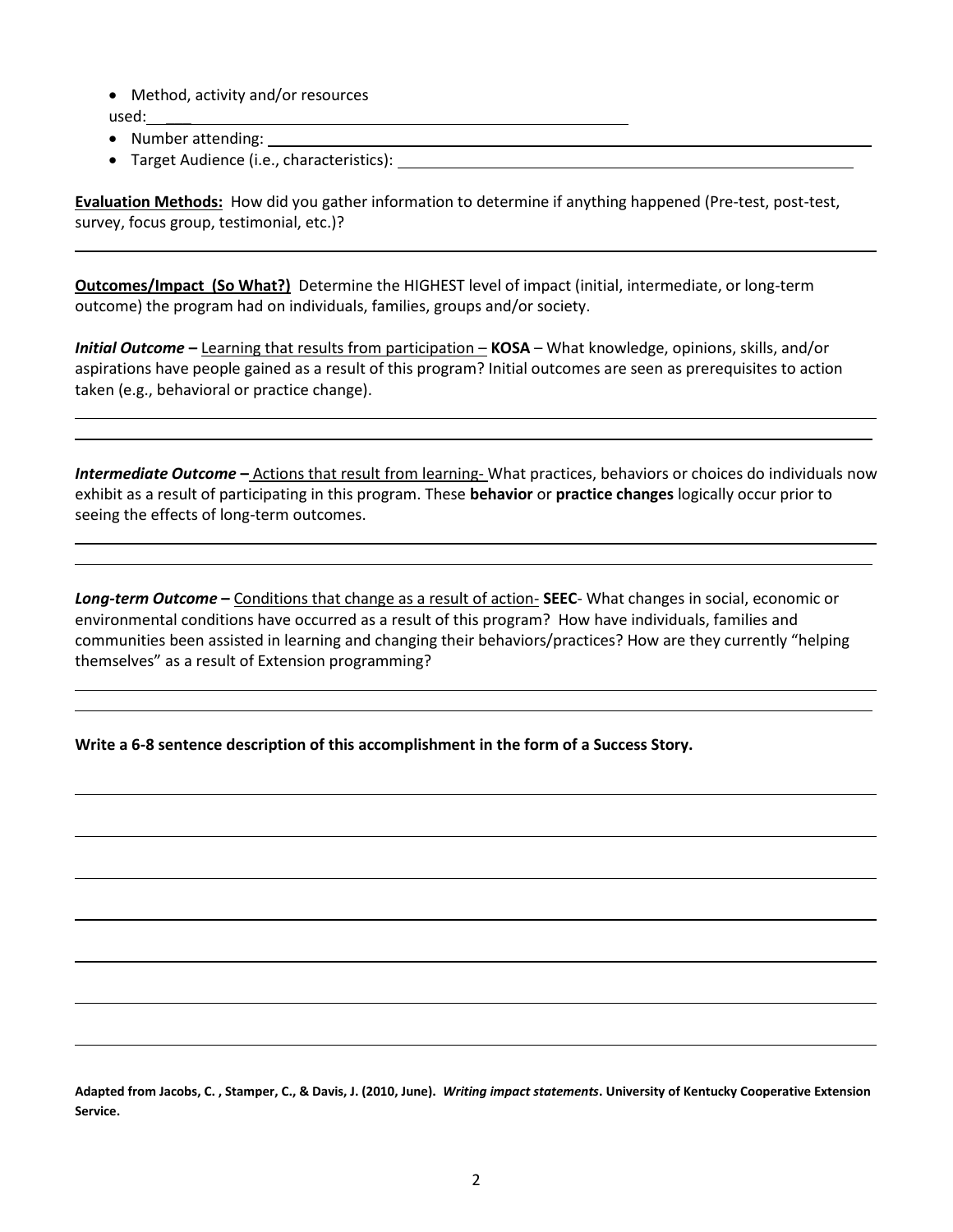- Method, activity and/or resources used: ___
- Number attending: ___
- Target Audience (i.e., characteristics): ___

**Evaluation Methods:** How did you gather information to determine if anything happened (Pre-test, post-test, survey, focus group, testimonial, etc.)?

**Outcomes/Impact (So What?)** Determine the HIGHEST level of impact (initial, intermediate, or long-term outcome) the program had on individuals, families, groups and/or society.

***Initial Outcome –*** Learning that results from participation – **KOSA** – What knowledge, opinions, skills, and/or aspirations have people gained as a result of this program? Initial outcomes are seen as prerequisites to action taken (e.g., behavioral or practice change).

***Intermediate Outcome –*** Actions that result from learning- What practices, behaviors or choices do individuals now exhibit as a result of participating in this program. These **behavior** or **practice changes** logically occur prior to seeing the effects of long-term outcomes.

***Long-term Outcome –*** Conditions that change as a result of action- **SEEC**- What changes in social, economic or environmental conditions have occurred as a result of this program? How have individuals, families and communities been assisted in learning and changing their behaviors/practices? How are they currently "helping themselves" as a result of Extension programming?

**Write a 6-8 sentence description of this accomplishment in the form of a Success Story.**

**Adapted from Jacobs, C. , Stamper, C., & Davis, J. (2010, June).** ***Writing impact statements*****. University of Kentucky Cooperative Extension Service.**